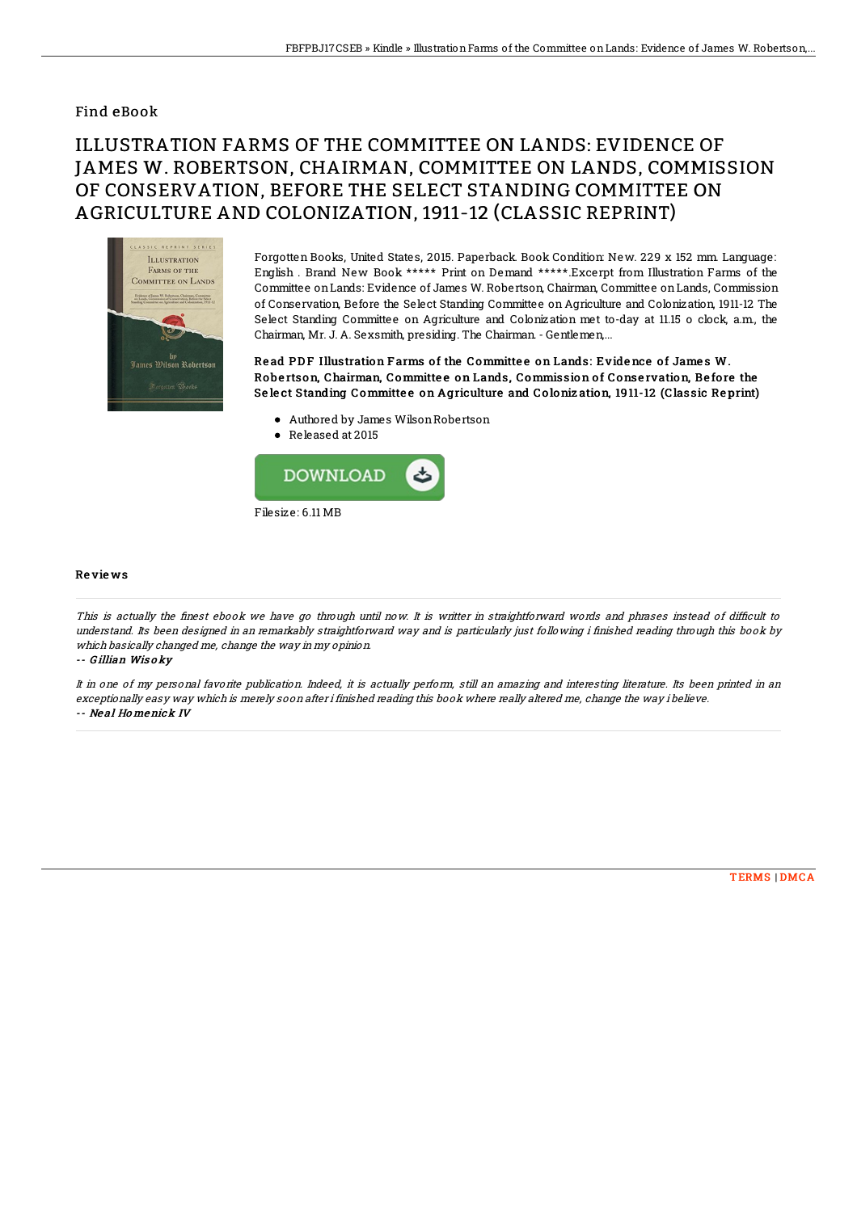## Find eBook

# ILLUSTRATION FARMS OF THE COMMITTEE ON LANDS: EVIDENCE OF JAMES W. ROBERTSON, CHAIRMAN, COMMITTEE ON LANDS, COMMISSION OF CONSERVATION, BEFORE THE SELECT STANDING COMMITTEE ON AGRICULTURE AND COLONIZATION, 1911-12 (CLASSIC REPRINT)

Forgotten Books, United States, 2015. Paperback. Book Condition: New. 229 x 152 mm. Language: English . Brand New Book ***** Print on Demand *****.Excerpt from Illustration Farms of the Committee on Lands: Evidence of James W. Robertson, Chairman, Committee on Lands, Commission of Conservation, Before the Select Standing Committee on Agriculture and Colonization, 1911-12 The Select Standing Committee on Agriculture and Colonization met to-day at 11.15 o clock, a.m., the Chairman, Mr. J. A. Sexsmith, presiding. The Chairman. - Gentlemen,...

**Read PDF Illustration Farms of the Committee on Lands: Evidence of James W. Robertson, Chairman, Committee on Lands, Commission of Conservation, Before the Select Standing Committee on Agriculture and Colonization, 1911-12 (Classic Reprint)**

- Authored by James Wilson Robertson
- Released at 2015

DOWNLOAD

Filesize: 6.11 MB

### Reviews

*This is actually the finest ebook we have go through until now. It is writter in straightforward words and phrases instead of difficult to understand. Its been designed in an remarkably straightforward way and is particularly just following i finished reading through this book by which basically changed me, change the way in my opinion.*

-- *Gillian Wisoky*

*It in one of my personal favorite publication. Indeed, it is actually perform, still an amazing and interesting literature. Its been printed in an exceptionally easy way which is merely soon after i finished reading this book where really altered me, change the way i believe.*

-- *Neal Homenick IV*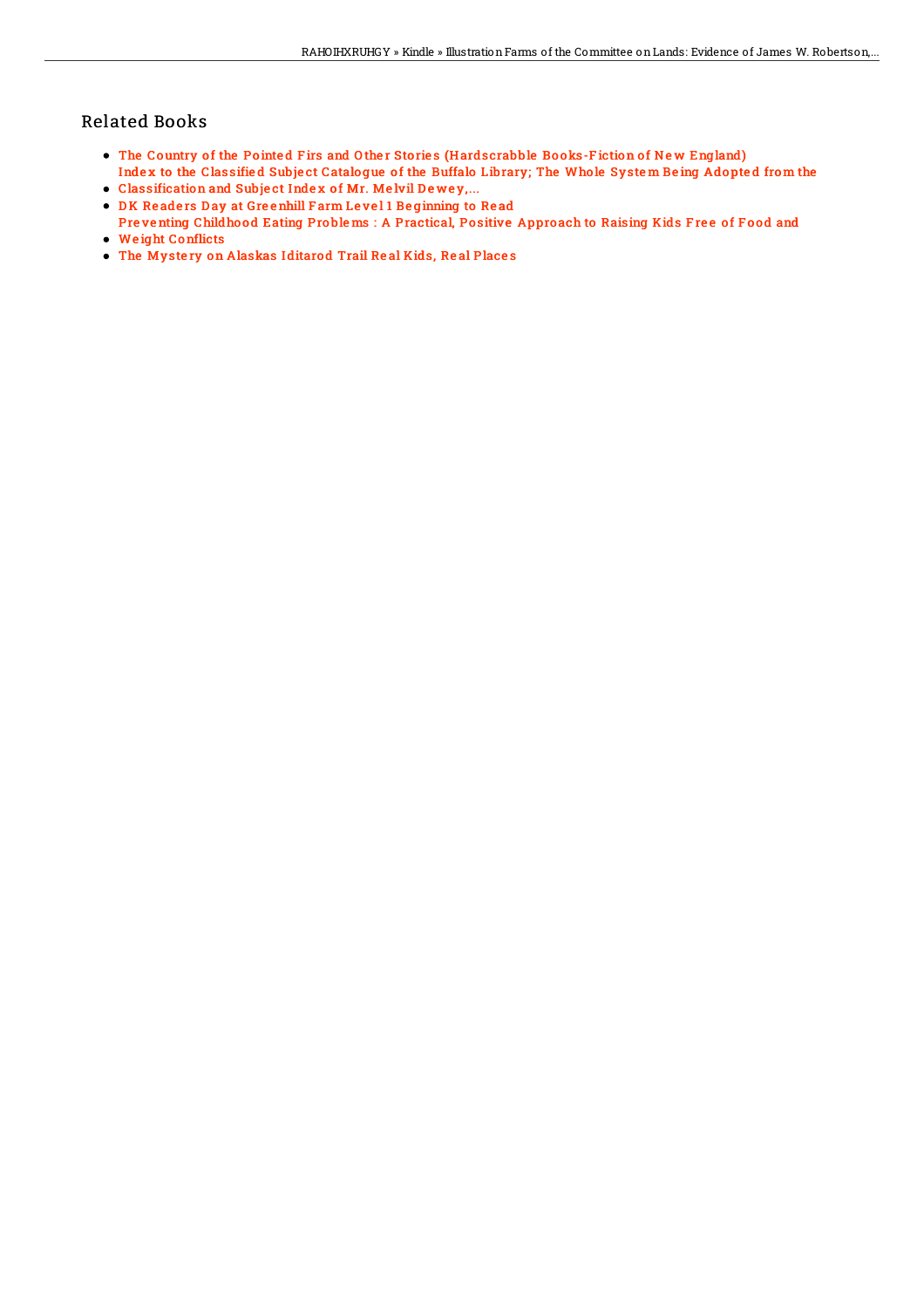## Related Books

- The Country of the Pointed Firs and Other Stories (Hardscrabble Books-Fiction of New England)
- Index to the Classified Subject Catalogue of the Buffalo Library; The Whole System Being Adopted from the Classification and Subject Index of Mr. Melvil Dewey,...
- DK Readers Day at Greenhill Farm Level 1 Beginning to Read
- Preventing Childhood Eating Problems : A Practical, Positive Approach to Raising Kids Free of Food and Weight Conflicts
- The Mystery on Alaskas Iditarod Trail Real Kids, Real Places